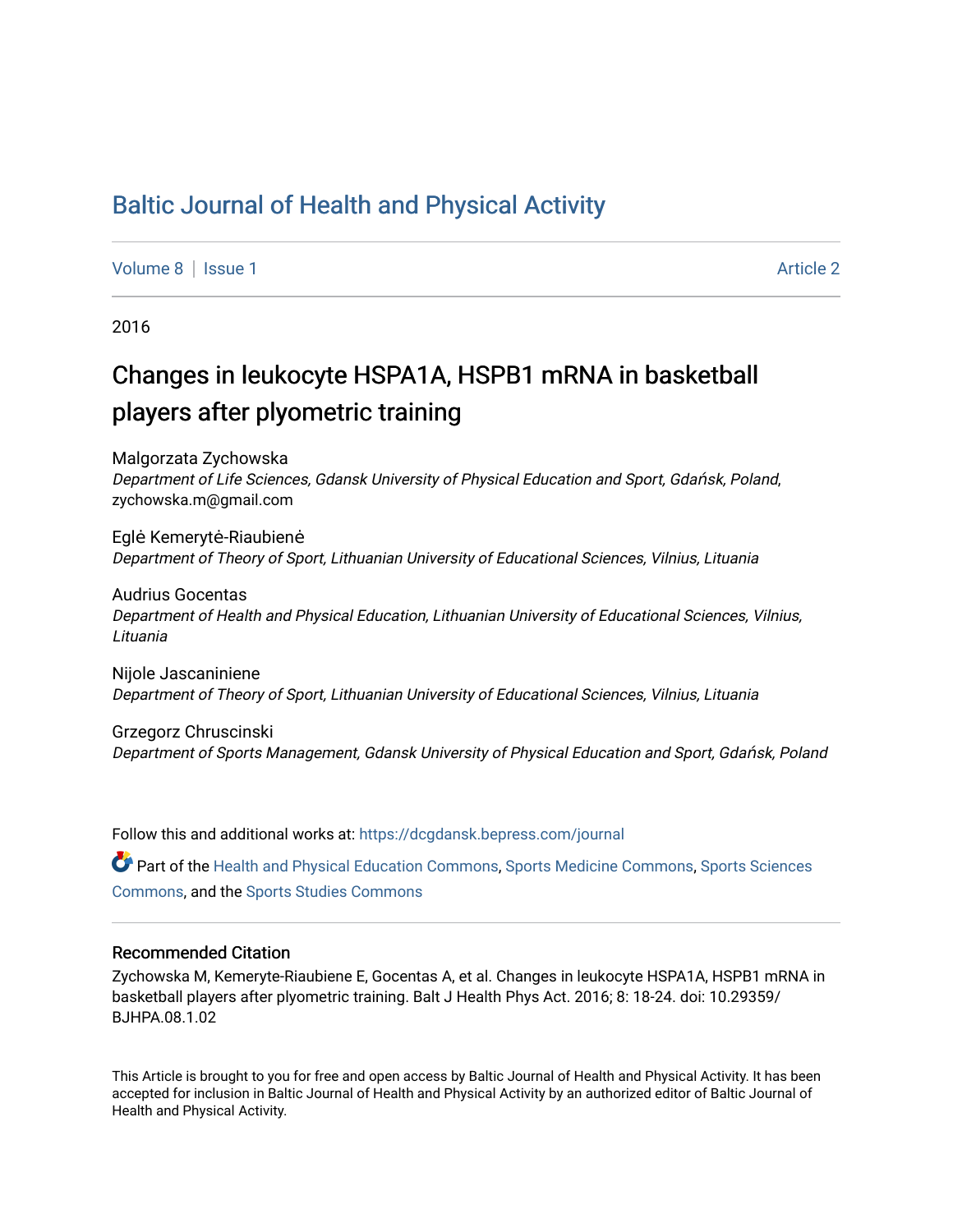# Baltic Journal of Health and Physical Activity

Volume 8 | Issue 1 | Article 2

2016

## Changes in leukocyte HSPA1A, HSPB1 mRNA in basketball players after plyometric training

Malgorzata Zychowska
*Department of Life Sciences, Gdansk University of Physical Education and Sport, Gdańsk, Poland*, zychowska.m@gmail.com

Eglė Kemerytė-Riaubienė
*Department of Theory of Sport, Lithuanian University of Educational Sciences, Vilnius, Lituania*

Audrius Gocentas
*Department of Health and Physical Education, Lithuanian University of Educational Sciences, Vilnius, Lituania*

Nijole Jascaniniene
*Department of Theory of Sport, Lithuanian University of Educational Sciences, Vilnius, Lituania*

Grzegorz Chruscinski
*Department of Sports Management, Gdansk University of Physical Education and Sport, Gdańsk, Poland*

Follow this and additional works at: https://dcgdansk.bepress.com/journal

Part of the Health and Physical Education Commons, Sports Medicine Commons, Sports Sciences Commons, and the Sports Studies Commons

### Recommended Citation

Zychowska M, Kemeryte-Riaubiene E, Gocentas A, et al. Changes in leukocyte HSPA1A, HSPB1 mRNA in basketball players after plyometric training. Balt J Health Phys Act. 2016; 8: 18-24. doi: 10.29359/BJHPA.08.1.02

This Article is brought to you for free and open access by Baltic Journal of Health and Physical Activity. It has been accepted for inclusion in Baltic Journal of Health and Physical Activity by an authorized editor of Baltic Journal of Health and Physical Activity.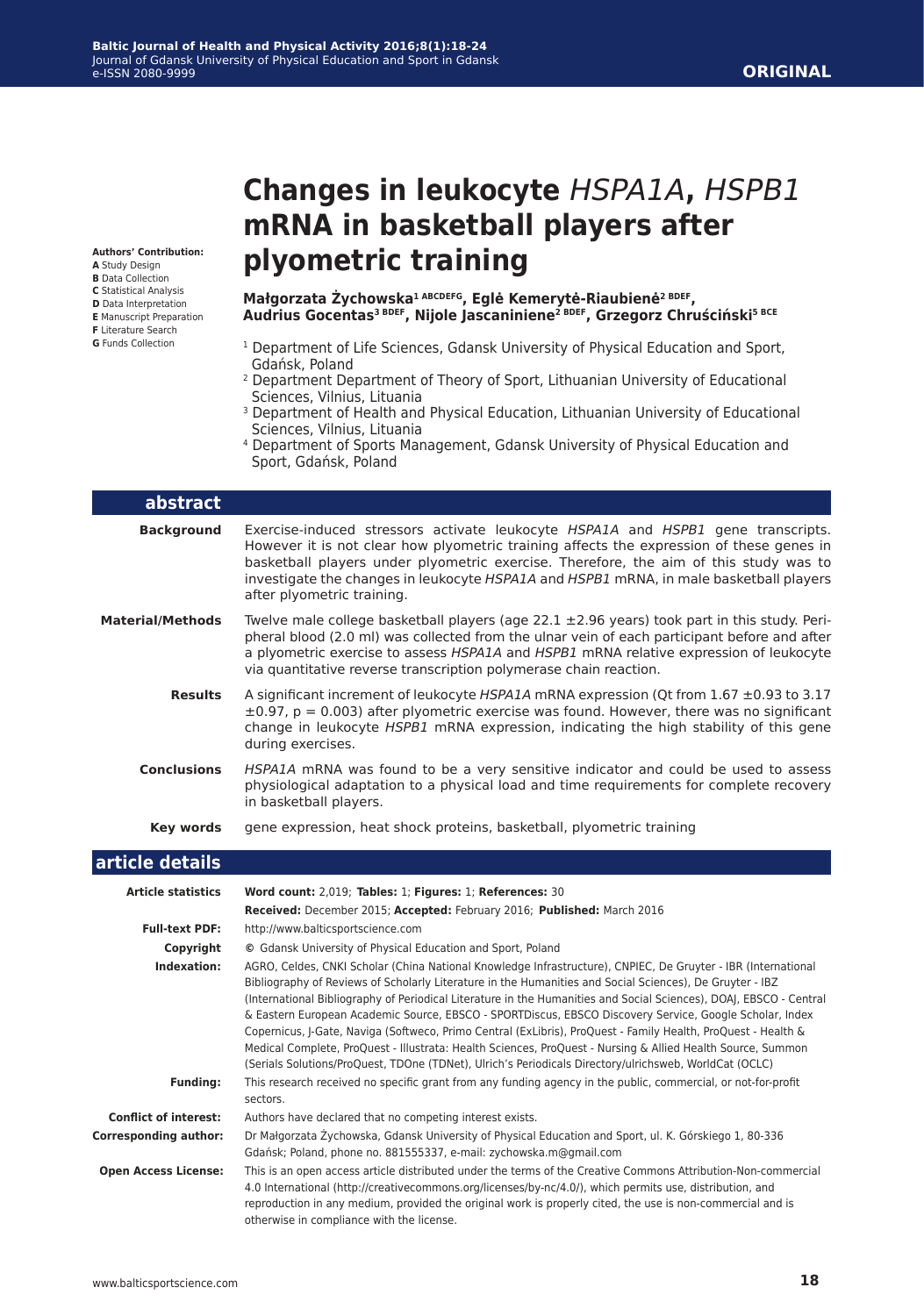# Changes in leukocyte *HSPA1A*, *HSPB1* mRNA in basketball players after plyometric training

**Authors' Contribution:**
**A** Study Design
**B** Data Collection
**C** Statistical Analysis
**D** Data Interpretation
**E** Manuscript Preparation
**F** Literature Search
**G** Funds Collection

**Małgorzata Żychowska[1 ABCDEFG], Eglė Kemerytė-Riaubienė[2 BDEF], Audrius Gocentas[3 BDEF], Nijole Jascaniniene[2 BDEF], Grzegorz Chruściński[5 BCE]**

[1] Department of Life Sciences, Gdansk University of Physical Education and Sport, Gdańsk, Poland
[2] Department Department of Theory of Sport, Lithuanian University of Educational Sciences, Vilnius, Lituania
[3] Department of Health and Physical Education, Lithuanian University of Educational Sciences, Vilnius, Lituania
[4] Department of Sports Management, Gdansk University of Physical Education and Sport, Gdańsk, Poland

## abstract

**Background** Exercise-induced stressors activate leukocyte *HSPA1A* and *HSPB1* gene transcripts. However it is not clear how plyometric training affects the expression of these genes in basketball players under plyometric exercise. Therefore, the aim of this study was to investigate the changes in leukocyte *HSPA1A* and *HSPB1* mRNA, in male basketball players after plyometric training.

**Material/Methods** Twelve male college basketball players (age 22.1 ±2.96 years) took part in this study. Peripheral blood (2.0 ml) was collected from the ulnar vein of each participant before and after a plyometric exercise to assess *HSPA1A* and *HSPB1* mRNA relative expression of leukocyte via quantitative reverse transcription polymerase chain reaction.

**Results** A significant increment of leukocyte *HSPA1A* mRNA expression (Qt from 1.67 ±0.93 to 3.17 ±0.97, $p = 0.003$) after plyometric exercise was found. However, there was no significant change in leukocyte *HSPB1* mRNA expression, indicating the high stability of this gene during exercises.

**Conclusions** *HSPA1A* mRNA was found to be a very sensitive indicator and could be used to assess physiological adaptation to a physical load and time requirements for complete recovery in basketball players.

**Key words** gene expression, heat shock proteins, basketball, plyometric training

## article details

**Article statistics** **Word count:** 2,019; **Tables:** 1; **Figures:** 1; **References:** 30
**Received:** December 2015; **Accepted:** February 2016; **Published:** March 2016

**Full-text PDF:** http://www.balticsportscience.com

**Copyright** © Gdansk University of Physical Education and Sport, Poland

**Indexation:** AGRO, Celdes, CNKI Scholar (China National Knowledge Infrastructure), CNPIEC, De Gruyter - IBR (International Bibliography of Reviews of Scholarly Literature in the Humanities and Social Sciences), De Gruyter - IBZ (International Bibliography of Periodical Literature in the Humanities and Social Sciences), DOAJ, EBSCO - Central & Eastern European Academic Source, EBSCO - SPORTDiscus, EBSCO Discovery Service, Google Scholar, Index Copernicus, J-Gate, Naviga (Softweco, Primo Central (ExLibris), ProQuest - Family Health, ProQuest - Health & Medical Complete, ProQuest - Illustrata: Health Sciences, ProQuest - Nursing & Allied Health Source, Summon (Serials Solutions/ProQuest, TDOne (TDNet), Ulrich's Periodicals Directory/ulrichsweb, WorldCat (OCLC)

**Funding:** This research received no specific grant from any funding agency in the public, commercial, or not-for-profit sectors.

**Conflict of interest:** Authors have declared that no competing interest exists.

**Corresponding author:** Dr Małgorzata Żychowska, Gdansk University of Physical Education and Sport, ul. K. Górskiego 1, 80-336 Gdańsk; Poland, phone no. 881555337, e-mail: zychowska.m@gmail.com

**Open Access License:** This is an open access article distributed under the terms of the Creative Commons Attribution-Non-commercial 4.0 International (http://creativecommons.org/licenses/by-nc/4.0/), which permits use, distribution, and reproduction in any medium, provided the original work is properly cited, the use is non-commercial and is otherwise in compliance with the license.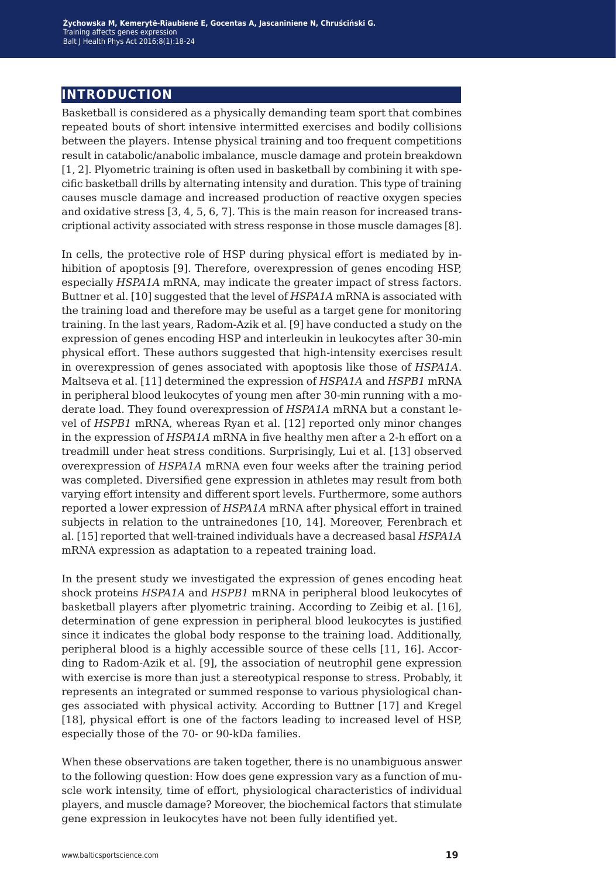## INTRODUCTION

Basketball is considered as a physically demanding team sport that combines repeated bouts of short intensive intermitted exercises and bodily collisions between the players. Intense physical training and too frequent competitions result in catabolic/anabolic imbalance, muscle damage and protein breakdown [1, 2]. Plyometric training is often used in basketball by combining it with specific basketball drills by alternating intensity and duration. This type of training causes muscle damage and increased production of reactive oxygen species and oxidative stress [3, 4, 5, 6, 7]. This is the main reason for increased transcriptional activity associated with stress response in those muscle damages [8].

In cells, the protective role of HSP during physical effort is mediated by inhibition of apoptosis [9]. Therefore, overexpression of genes encoding HSP, especially *HSPA1A* mRNA, may indicate the greater impact of stress factors. Buttner et al. [10] suggested that the level of *HSPA1A* mRNA is associated with the training load and therefore may be useful as a target gene for monitoring training. In the last years, Radom-Azik et al. [9] have conducted a study on the expression of genes encoding HSP and interleukin in leukocytes after 30-min physical effort. These authors suggested that high-intensity exercises result in overexpression of genes associated with apoptosis like those of *HSPA1A*. Maltseva et al. [11] determined the expression of *HSPA1A* and *HSPB1* mRNA in peripheral blood leukocytes of young men after 30-min running with a moderate load. They found overexpression of *HSPA1A* mRNA but a constant level of *HSPB1* mRNA, whereas Ryan et al. [12] reported only minor changes in the expression of *HSPA1A* mRNA in five healthy men after a 2-h effort on a treadmill under heat stress conditions. Surprisingly, Lui et al. [13] observed overexpression of *HSPA1A* mRNA even four weeks after the training period was completed. Diversified gene expression in athletes may result from both varying effort intensity and different sport levels. Furthermore, some authors reported a lower expression of *HSPA1A* mRNA after physical effort in trained subjects in relation to the untrainedones [10, 14]. Moreover, Ferenbrach et al. [15] reported that well-trained individuals have a decreased basal *HSPA1A* mRNA expression as adaptation to a repeated training load.

In the present study we investigated the expression of genes encoding heat shock proteins *HSPA1A* and *HSPB1* mRNA in peripheral blood leukocytes of basketball players after plyometric training. According to Zeibig et al. [16], determination of gene expression in peripheral blood leukocytes is justified since it indicates the global body response to the training load. Additionally, peripheral blood is a highly accessible source of these cells [11, 16]. According to Radom-Azik et al. [9], the association of neutrophil gene expression with exercise is more than just a stereotypical response to stress. Probably, it represents an integrated or summed response to various physiological changes associated with physical activity. According to Buttner [17] and Kregel [18], physical effort is one of the factors leading to increased level of HSP, especially those of the 70- or 90-kDa families.

When these observations are taken together, there is no unambiguous answer to the following question: How does gene expression vary as a function of muscle work intensity, time of effort, physiological characteristics of individual players, and muscle damage? Moreover, the biochemical factors that stimulate gene expression in leukocytes have not been fully identified yet.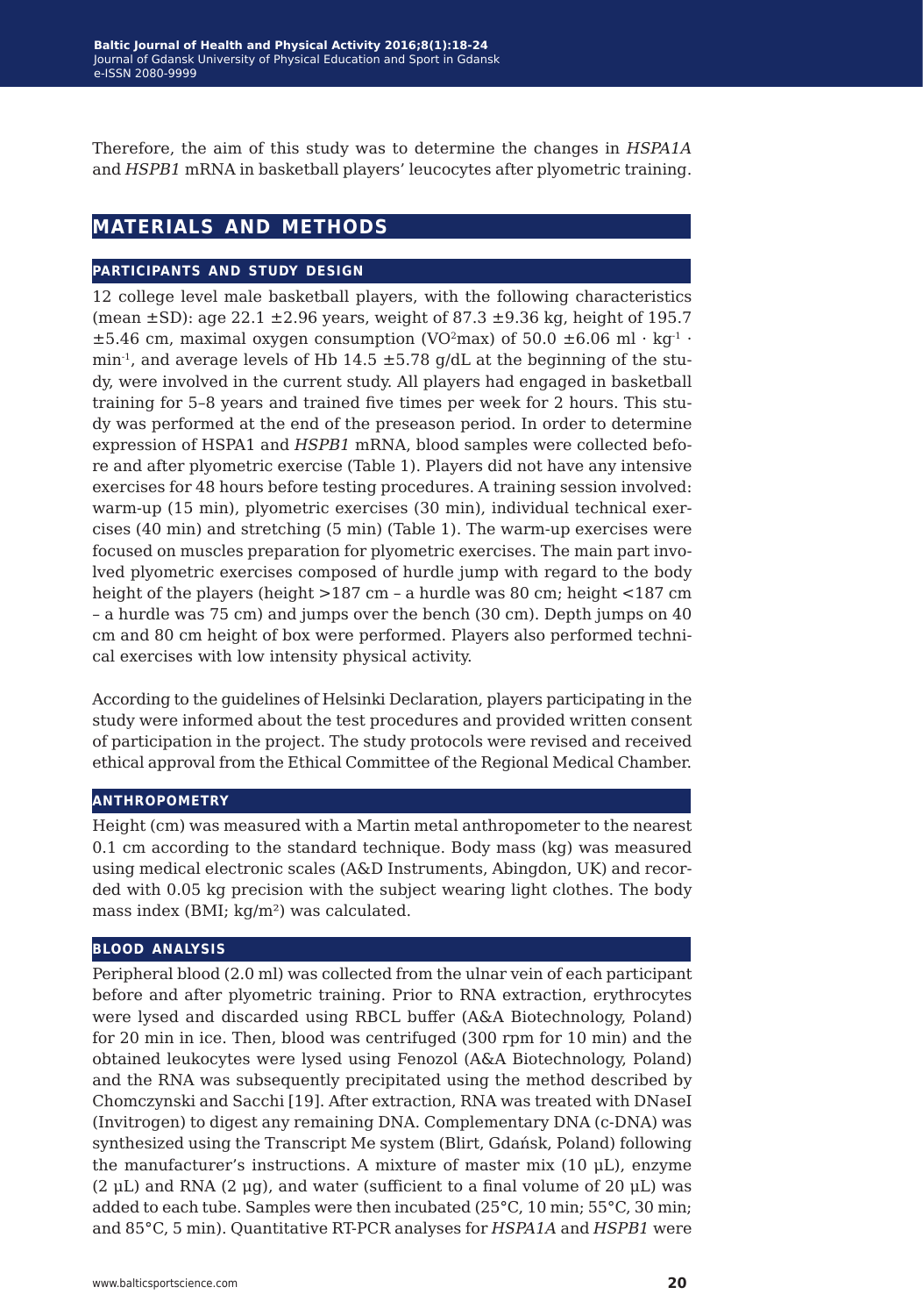Therefore, the aim of this study was to determine the changes in *HSPA1A* and *HSPB1* mRNA in basketball players' leucocytes after plyometric training.

## MATERIALS AND METHODS

### PARTICIPANTS AND STUDY DESIGN

12 college level male basketball players, with the following characteristics (mean ±SD): age 22.1 ±2.96 years, weight of 87.3 ±9.36 kg, height of 195.7 ±5.46 cm, maximal oxygen consumption ($VO^2max$) of 50.0 ±6.06 ml · $kg^{-1}$ · $min^{-1}$, and average levels of Hb 14.5 ±5.78 g/dL at the beginning of the study, were involved in the current study. All players had engaged in basketball training for 5–8 years and trained five times per week for 2 hours. This study was performed at the end of the preseason period. In order to determine expression of HSPA1 and *HSPB1* mRNA, blood samples were collected before and after plyometric exercise (Table 1). Players did not have any intensive exercises for 48 hours before testing procedures. A training session involved: warm-up (15 min), plyometric exercises (30 min), individual technical exercises (40 min) and stretching (5 min) (Table 1). The warm-up exercises were focused on muscles preparation for plyometric exercises. The main part involved plyometric exercises composed of hurdle jump with regard to the body height of the players (height >187 cm – a hurdle was 80 cm; height <187 cm – a hurdle was 75 cm) and jumps over the bench (30 cm). Depth jumps on 40 cm and 80 cm height of box were performed. Players also performed technical exercises with low intensity physical activity.

According to the guidelines of Helsinki Declaration, players participating in the study were informed about the test procedures and provided written consent of participation in the project. The study protocols were revised and received ethical approval from the Ethical Committee of the Regional Medical Chamber.

### ANTHROPOMETRY

Height (cm) was measured with a Martin metal anthropometer to the nearest 0.1 cm according to the standard technique. Body mass (kg) was measured using medical electronic scales (A&D Instruments, Abingdon, UK) and recorded with 0.05 kg precision with the subject wearing light clothes. The body mass index (BMI; $kg/m^2$) was calculated.

### BLOOD ANALYSIS

Peripheral blood (2.0 ml) was collected from the ulnar vein of each participant before and after plyometric training. Prior to RNA extraction, erythrocytes were lysed and discarded using RBCL buffer (A&A Biotechnology, Poland) for 20 min in ice. Then, blood was centrifuged (300 rpm for 10 min) and the obtained leukocytes were lysed using Fenozol (A&A Biotechnology, Poland) and the RNA was subsequently precipitated using the method described by Chomczynski and Sacchi [19]. After extraction, RNA was treated with DNaseI (Invitrogen) to digest any remaining DNA. Complementary DNA (c-DNA) was synthesized using the Transcript Me system (Blirt, Gdańsk, Poland) following the manufacturer's instructions. A mixture of master mix (10 μL), enzyme (2 μL) and RNA (2 μg), and water (sufficient to a final volume of 20 μL) was added to each tube. Samples were then incubated (25°C, 10 min; 55°C, 30 min; and 85°C, 5 min). Quantitative RT-PCR analyses for *HSPA1A* and *HSPB1* were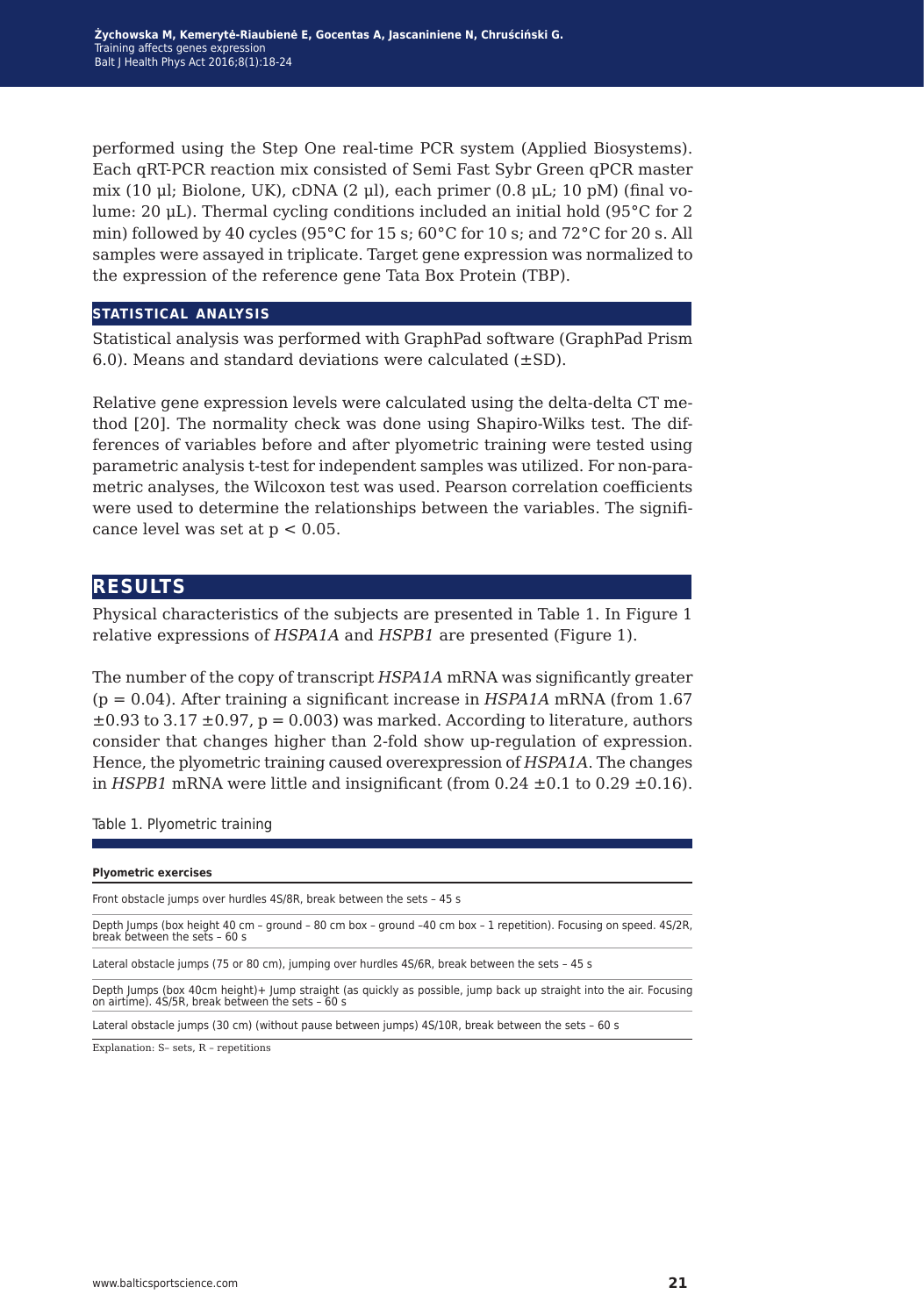performed using the Step One real-time PCR system (Applied Biosystems). Each qRT-PCR reaction mix consisted of Semi Fast Sybr Green qPCR master mix (10 µl; Biolone, UK), cDNA (2 µl), each primer (0.8 µL; 10 pM) (final volume: 20 µL). Thermal cycling conditions included an initial hold (95°C for 2 min) followed by 40 cycles (95°C for 15 s; 60°C for 10 s; and 72°C for 20 s. All samples were assayed in triplicate. Target gene expression was normalized to the expression of the reference gene Tata Box Protein (TBP).

### STATISTICAL ANALYSIS

Statistical analysis was performed with GraphPad software (GraphPad Prism 6.0). Means and standard deviations were calculated (±SD).

Relative gene expression levels were calculated using the delta-delta CT method [20]. The normality check was done using Shapiro-Wilks test. The differences of variables before and after plyometric training were tested using parametric analysis t-test for independent samples was utilized. For non-parametric analyses, the Wilcoxon test was used. Pearson correlation coefficients were used to determine the relationships between the variables. The significance level was set at $p < 0.05$.

## RESULTS

Physical characteristics of the subjects are presented in Table 1. In Figure 1 relative expressions of *HSPA1A* and *HSPB1* are presented (Figure 1).

The number of the copy of transcript *HSPA1A* mRNA was significantly greater ($p = 0.04$). After training a significant increase in *HSPA1A* mRNA (from 1.67 ±0.93 to 3.17 ±0.97, $p = 0.003$) was marked. According to literature, authors consider that changes higher than 2-fold show up-regulation of expression. Hence, the plyometric training caused overexpression of *HSPA1A*. The changes in *HSPB1* mRNA were little and insignificant (from 0.24 ±0.1 to 0.29 ±0.16).

Table 1. Plyometric training

| Plyometric exercises |
|---|
| Front obstacle jumps over hurdles 4S/8R, break between the sets – 45 s |
| Depth Jumps (box height 40 cm – ground – 80 cm box – ground –40 cm box – 1 repetition). Focusing on speed. 4S/2R, break between the sets – 60 s |
| Lateral obstacle jumps (75 or 80 cm), jumping over hurdles 4S/6R, break between the sets – 45 s |
| Depth Jumps (box 40cm height)+ Jump straight (as quickly as possible, jump back up straight into the air. Focusing on airtime). 4S/5R, break between the sets – 60 s |
| Lateral obstacle jumps (30 cm) (without pause between jumps) 4S/10R, break between the sets – 60 s |

Explanation: S– sets, R – repetitions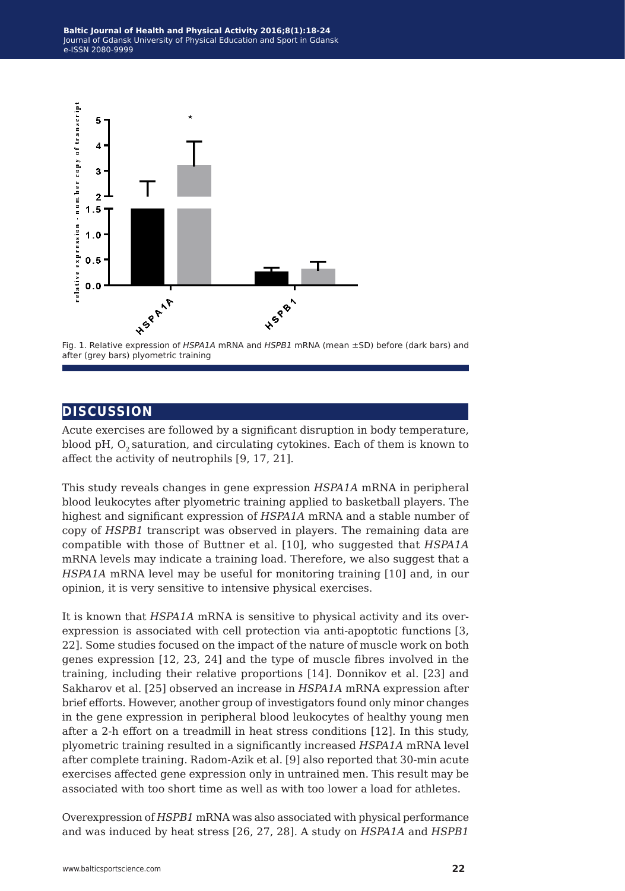Fig. 1. Relative expression of *HSPA1A* mRNA and *HSPB1* mRNA (mean ±SD) before (dark bars) and after (grey bars) plyometric training

## DISCUSSION

Acute exercises are followed by a significant disruption in body temperature, blood pH, $O_2$ saturation, and circulating cytokines. Each of them is known to affect the activity of neutrophils [9, 17, 21].

This study reveals changes in gene expression *HSPA1A* mRNA in peripheral blood leukocytes after plyometric training applied to basketball players. The highest and significant expression of *HSPA1A* mRNA and a stable number of copy of *HSPB1* transcript was observed in players. The remaining data are compatible with those of Buttner et al. [10], who suggested that *HSPA1A* mRNA levels may indicate a training load. Therefore, we also suggest that a *HSPA1A* mRNA level may be useful for monitoring training [10] and, in our opinion, it is very sensitive to intensive physical exercises.

It is known that *HSPA1A* mRNA is sensitive to physical activity and its overexpression is associated with cell protection via anti-apoptotic functions [3, 22]. Some studies focused on the impact of the nature of muscle work on both genes expression [12, 23, 24] and the type of muscle fibres involved in the training, including their relative proportions [14]. Donnikov et al. [23] and Sakharov et al. [25] observed an increase in *HSPA1A* mRNA expression after brief efforts. However, another group of investigators found only minor changes in the gene expression in peripheral blood leukocytes of healthy young men after a 2-h effort on a treadmill in heat stress conditions [12]. In this study, plyometric training resulted in a significantly increased *HSPA1A* mRNA level after complete training. Radom-Azik et al. [9] also reported that 30-min acute exercises affected gene expression only in untrained men. This result may be associated with too short time as well as with too lower a load for athletes.

Overexpression of *HSPB1* mRNA was also associated with physical performance and was induced by heat stress [26, 27, 28]. A study on *HSPA1A* and *HSPB1*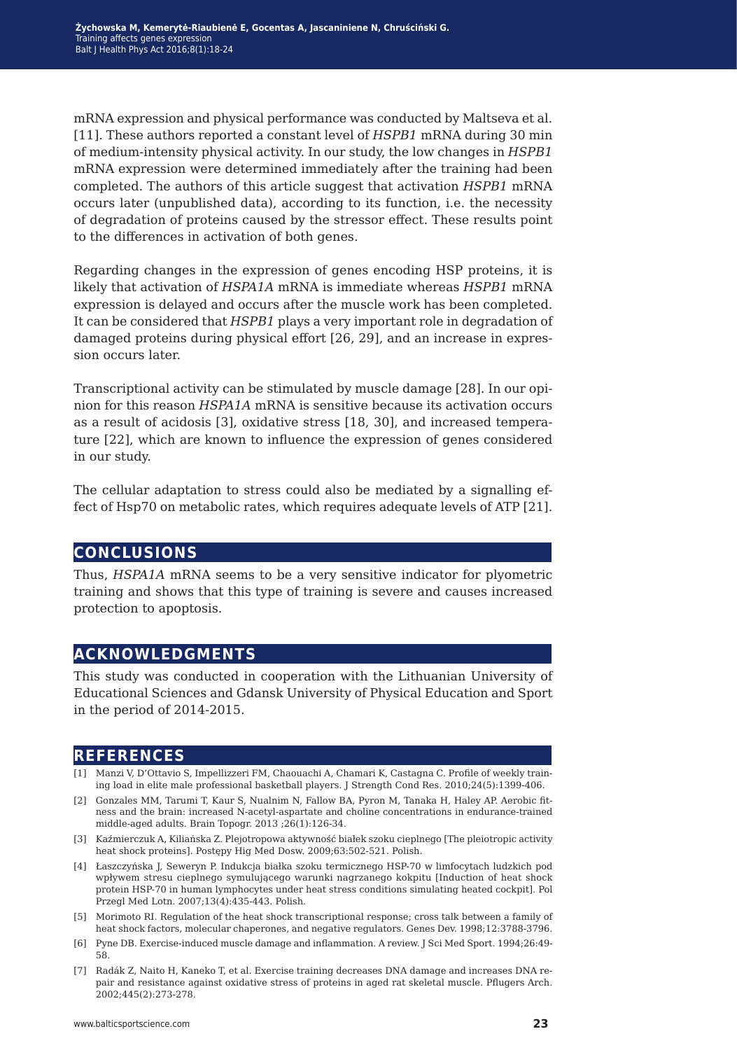mRNA expression and physical performance was conducted by Maltseva et al. [11]. These authors reported a constant level of *HSPB1* mRNA during 30 min of medium-intensity physical activity. In our study, the low changes in *HSPB1* mRNA expression were determined immediately after the training had been completed. The authors of this article suggest that activation *HSPB1* mRNA occurs later (unpublished data), according to its function, i.e. the necessity of degradation of proteins caused by the stressor effect. These results point to the differences in activation of both genes.

Regarding changes in the expression of genes encoding HSP proteins, it is likely that activation of *HSPA1A* mRNA is immediate whereas *HSPB1* mRNA expression is delayed and occurs after the muscle work has been completed. It can be considered that *HSPB1* plays a very important role in degradation of damaged proteins during physical effort [26, 29], and an increase in expression occurs later.

Transcriptional activity can be stimulated by muscle damage [28]. In our opinion for this reason *HSPA1A* mRNA is sensitive because its activation occurs as a result of acidosis [3], oxidative stress [18, 30], and increased temperature [22], which are known to influence the expression of genes considered in our study.

The cellular adaptation to stress could also be mediated by a signalling effect of Hsp70 on metabolic rates, which requires adequate levels of ATP [21].

## CONCLUSIONS

Thus, *HSPA1A* mRNA seems to be a very sensitive indicator for plyometric training and shows that this type of training is severe and causes increased protection to apoptosis.

## ACKNOWLEDGMENTS

This study was conducted in cooperation with the Lithuanian University of Educational Sciences and Gdansk University of Physical Education and Sport in the period of 2014-2015.

## REFERENCES

[1] Manzi V, D'Ottavio S, Impellizzeri FM, Chaouachi A, Chamari K, Castagna C. Profile of weekly training load in elite male professional basketball players. J Strength Cond Res. 2010;24(5):1399-406.

[2] Gonzales MM, Tarumi T, Kaur S, Nualnim N, Fallow BA, Pyron M, Tanaka H, Haley AP. Aerobic fitness and the brain: increased N-acetyl-aspartate and choline concentrations in endurance-trained middle-aged adults. Brain Topogr. 2013 ;26(1):126-34.

[3] Kaźmierczuk A, Kiliańska Z. Plejotropowa aktywność białek szoku cieplnego [The pleiotropic activity heat shock proteins]. Postępy Hig Med Dosw. 2009;63:502-521. Polish.

[4] Łaszczyńska J, Seweryn P. Indukcja białka szoku termicznego HSP-70 w limfocytach ludzkich pod wpływem stresu cieplnego symulującego warunki nagrzanego kokpitu [Induction of heat shock protein HSP-70 in human lymphocytes under heat stress conditions simulating heated cockpit]. Pol Przegl Med Lotn. 2007;13(4):435-443. Polish.

[5] Morimoto RI. Regulation of the heat shock transcriptional response; cross talk between a family of heat shock factors, molecular chaperones, and negative regulators. Genes Dev. 1998;12:3788-3796.

[6] Pyne DB. Exercise-induced muscle damage and inflammation. A review. J Sci Med Sport. 1994;26:49-58.

[7] Radák Z, Naito H, Kaneko T, et al. Exercise training decreases DNA damage and increases DNA repair and resistance against oxidative stress of proteins in aged rat skeletal muscle. Pflugers Arch. 2002;445(2):273-278.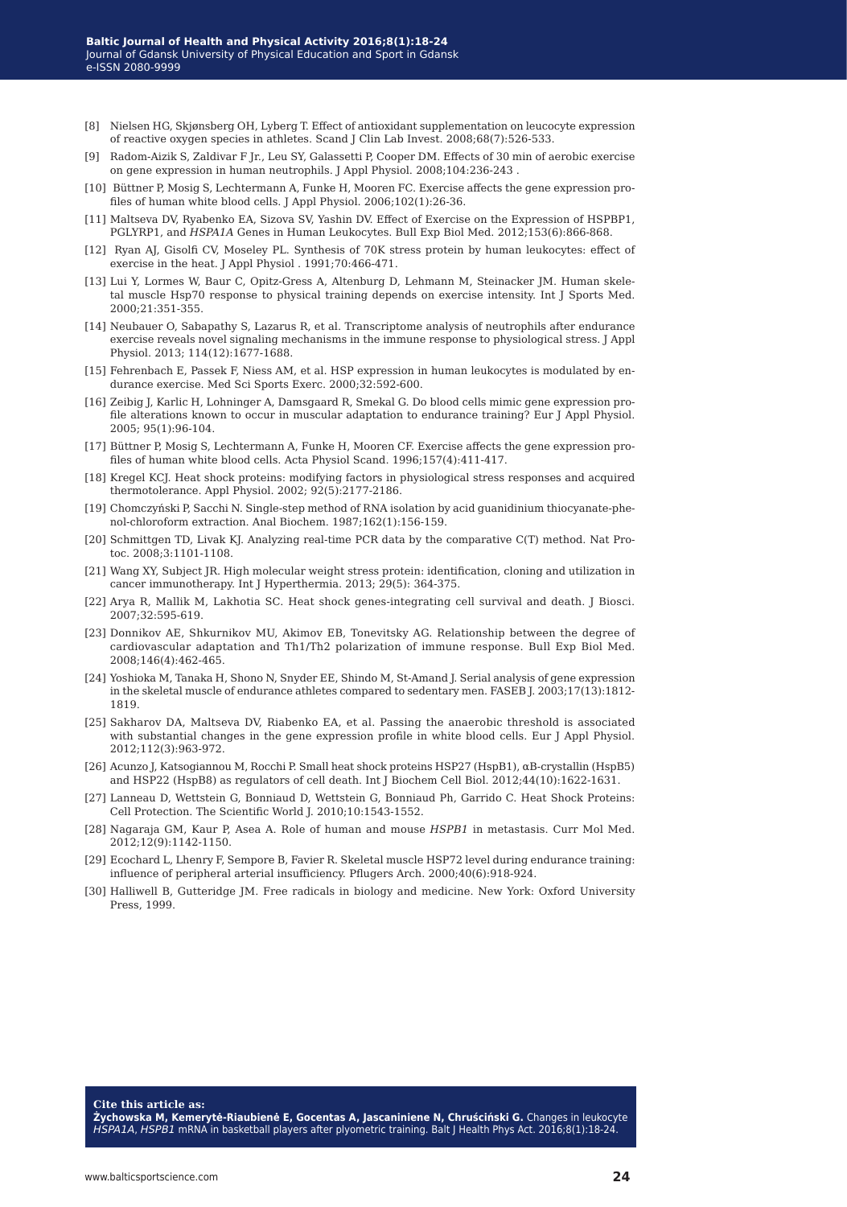[8] Nielsen HG, Skjønsberg OH, Lyberg T. Effect of antioxidant supplementation on leucocyte expression of reactive oxygen species in athletes. Scand J Clin Lab Invest. 2008;68(7):526-533.

[9] Radom-Aizik S, Zaldivar F Jr., Leu SY, Galassetti P, Cooper DM. Effects of 30 min of aerobic exercise on gene expression in human neutrophils. J Appl Physiol. 2008;104:236-243 .

[10] Büttner P, Mosig S, Lechtermann A, Funke H, Mooren FC. Exercise affects the gene expression profiles of human white blood cells. J Appl Physiol. 2006;102(1):26-36.

[11] Maltseva DV, Ryabenko EA, Sizova SV, Yashin DV. Effect of Exercise on the Expression of HSPBP1, PGLYRP1, and *HSPA1A* Genes in Human Leukocytes. Bull Exp Biol Med. 2012;153(6):866-868.

[12] Ryan AJ, Gisolfi CV, Moseley PL. Synthesis of 70K stress protein by human leukocytes: effect of exercise in the heat. J Appl Physiol . 1991;70:466-471.

[13] Lui Y, Lormes W, Baur C, Opitz-Gress A, Altenburg D, Lehmann M, Steinacker JM. Human skeletal muscle Hsp70 response to physical training depends on exercise intensity. Int J Sports Med. 2000;21:351-355.

[14] Neubauer O, Sabapathy S, Lazarus R, et al. Transcriptome analysis of neutrophils after endurance exercise reveals novel signaling mechanisms in the immune response to physiological stress. J Appl Physiol. 2013; 114(12):1677-1688.

[15] Fehrenbach E, Passek F, Niess AM, et al. HSP expression in human leukocytes is modulated by endurance exercise. Med Sci Sports Exerc. 2000;32:592-600.

[16] Zeibig J, Karlic H, Lohninger A, Damsgaard R, Smekal G. Do blood cells mimic gene expression profile alterations known to occur in muscular adaptation to endurance training? Eur J Appl Physiol. 2005; 95(1):96-104.

[17] Büttner P, Mosig S, Lechtermann A, Funke H, Mooren CF. Exercise affects the gene expression profiles of human white blood cells. Acta Physiol Scand. 1996;157(4):411-417.

[18] Kregel KCJ. Heat shock proteins: modifying factors in physiological stress responses and acquired thermotolerance. Appl Physiol. 2002; 92(5):2177-2186.

[19] Chomczyński P, Sacchi N. Single-step method of RNA isolation by acid guanidinium thiocyanate-phenol-chloroform extraction. Anal Biochem. 1987;162(1):156-159.

[20] Schmittgen TD, Livak KJ. Analyzing real-time PCR data by the comparative C(T) method. Nat Protoc. 2008;3:1101-1108.

[21] Wang XY, Subject JR. High molecular weight stress protein: identification, cloning and utilization in cancer immunotherapy. Int J Hyperthermia. 2013; 29(5): 364-375.

[22] Arya R, Mallik M, Lakhotia SC. Heat shock genes-integrating cell survival and death. J Biosci. 2007;32:595-619.

[23] Donnikov AE, Shkurnikov MU, Akimov EB, Tonevitsky AG. Relationship between the degree of cardiovascular adaptation and Th1/Th2 polarization of immune response. Bull Exp Biol Med. 2008;146(4):462-465.

[24] Yoshioka M, Tanaka H, Shono N, Snyder EE, Shindo M, St-Amand J. Serial analysis of gene expression in the skeletal muscle of endurance athletes compared to sedentary men. FASEB J. 2003;17(13):1812-1819.

[25] Sakharov DA, Maltseva DV, Riabenko EA, et al. Passing the anaerobic threshold is associated with substantial changes in the gene expression profile in white blood cells. Eur J Appl Physiol. 2012;112(3):963-972.

[26] Acunzo J, Katsogiannou M, Rocchi P. Small heat shock proteins HSP27 (HspB1), αB-crystallin (HspB5) and HSP22 (HspB8) as regulators of cell death. Int J Biochem Cell Biol. 2012;44(10):1622-1631.

[27] Lanneau D, Wettstein G, Bonniaud D, Wettstein G, Bonniaud Ph, Garrido C. Heat Shock Proteins: Cell Protection. The Scientific World J. 2010;10:1543-1552.

[28] Nagaraja GM, Kaur P, Asea A. Role of human and mouse *HSPB1* in metastasis. Curr Mol Med. 2012;12(9):1142-1150.

[29] Ecochard L, Lhenry F, Sempore B, Favier R. Skeletal muscle HSP72 level during endurance training: influence of peripheral arterial insufficiency. Pflugers Arch. 2000;40(6):918-924.

[30] Halliwell B, Gutteridge JM. Free radicals in biology and medicine. New York: Oxford University Press, 1999.

**Cite this article as:**
**Żychowska M, Kemerytė-Riaubienė E, Gocentas A, Jascaniniene N, Chruściński G.** Changes in leukocyte *HSPA1A*, *HSPB1* mRNA in basketball players after plyometric training. Balt J Health Phys Act. 2016;8(1):18-24.